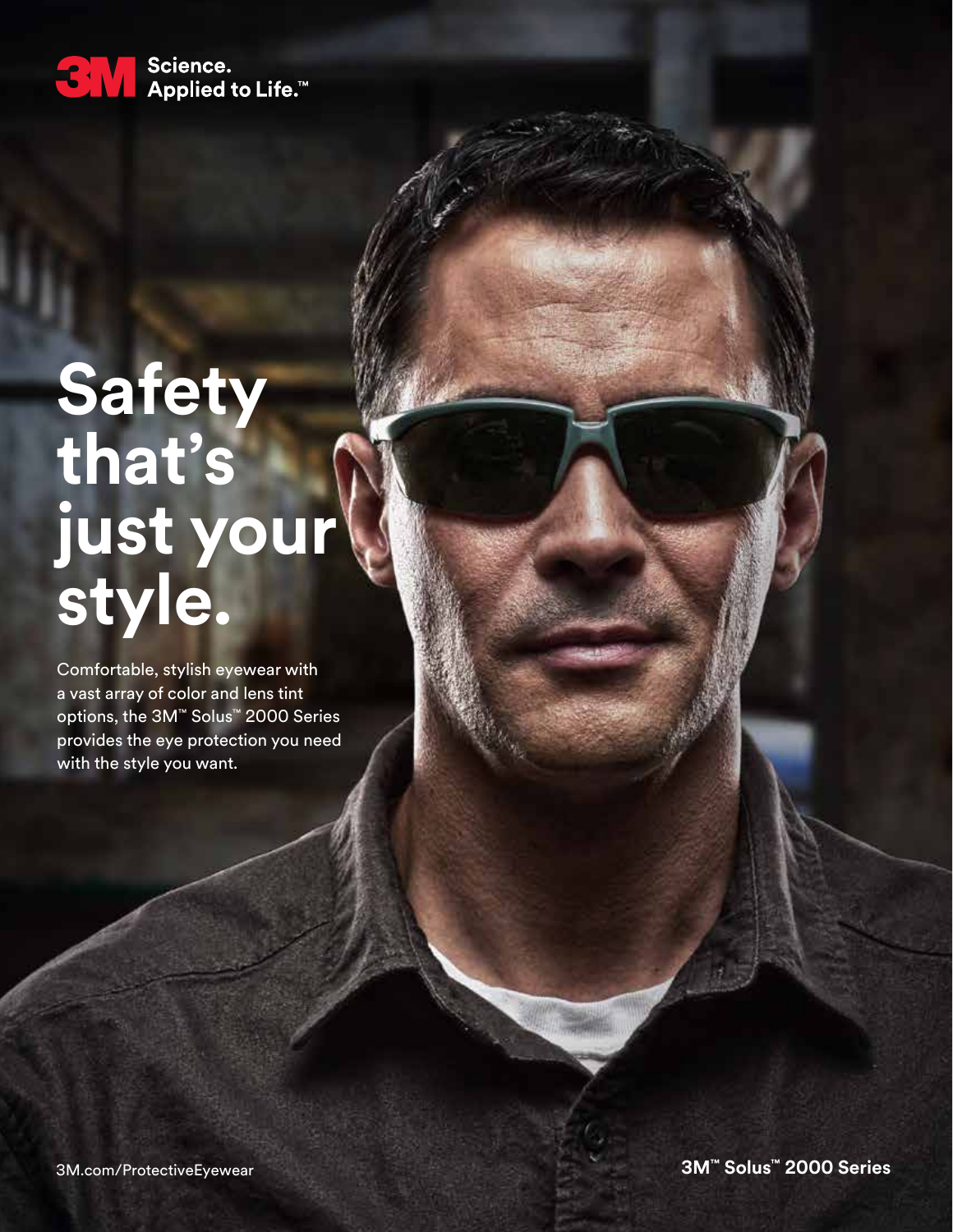3M Science. Applied to Life.™

# Safety that's just your style.

Comfortable, stylish eyewear with a vast array of color and lens tint options, the 3M™ Solus™ 2000 Series provides the eye protection you need with the style you want.

3M.com/ProtectiveEyewear

**3M™ Solus™ 2000 Series**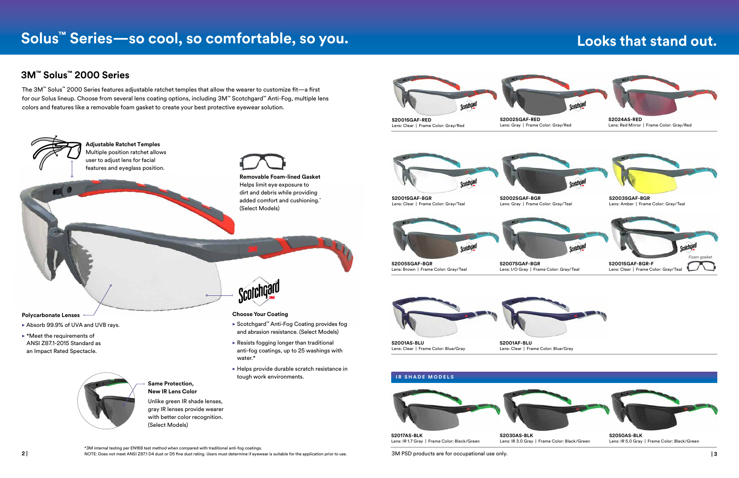# Solus™ Series—so cool, so comfortable, so you.

## 3M™ Solus™ 2000 Series

The 3M™ Solus™ 2000 Series features adjustable ratchet temples that allow the wearer to customize fit—a first for our Solus lineup. Choose from several lens coating options, including 3M™ Scotchgard™ Anti-Fog, multiple lens colors and features like a removable foam gasket to create your best protective eyewear solution.

**Adjustable Ratchet Temples**
Multiple position ratchet allows user to adjust lens for facial features and eyeglass position.

**Removable Foam-lined Gasket**
Helps limit eye exposure to dirt and debris while providing added comfort and cushioning.* (Select Models)

**Polycarbonate Lenses**

- Absorb 99.9% of UVA and UVB rays.
- *Meet the requirements of ANSI Z87.1-2015 Standard as an Impact Rated Spectacle.

**Choose Your Coating**

- Scotchgard™ Anti-Fog Coating provides fog and abrasion resistance. (Select Models)
- Resists fogging longer than traditional anti-fog coatings, up to 25 washings with water.*
- Helps provide durable scratch resistance in tough work environments.

**Same Protection, New IR Lens Color**
Unlike green IR shade lenses, gray IR lenses provide wearer with better color recognition. (Select Models)

*3M internal testing per EN168 test method when compared with traditional anti-fog coatings.
NOTE: Does not meet ANSI Z87.1 D4 dust or D5 fine dust rating. Users must determine if eyewear is suitable for the application prior to use.

# Looks that stand out.

**S2001SGAF-RED**
Lens: Clear | Frame Color: Gray/Red

**S2002SGAF-RED**
Lens: Gray | Frame Color: Gray/Red

**S2024AS-RED**
Lens: Red Mirror | Frame Color: Gray/Red

**S2001SGAF-BGR**
Lens: Clear | Frame Color: Gray/Teal

**S2002SGAF-BGR**
Lens: Gray | Frame Color: Gray/Teal

**S2003SGAF-BGR**
Lens: Amber | Frame Color: Gray/Teal

**S2005SGAF-BGR**
Lens: Brown | Frame Color: Gray/Teal

**S2007SGAF-BGR**
Lens: I/O Gray | Frame Color: Gray/Teal

**S2001SGAF-BGR-F**
Lens: Clear | Frame Color: Gray/Teal

*Foam gasket*

**S2001AS-BLU**
Lens: Clear | Frame Color: Blue/Gray

**S2001AF-BLU**
Lens: Clear | Frame Color: Blue/Gray

### IR SHADE MODELS

**S2017AS-BLK**
Lens: IR 1.7 Gray | Frame Color: Black/Green

**S2030AS-BLK**
Lens: IR 3.0 Gray | Frame Color: Black/Green

**S2050AS-BLK**
Lens: IR 5.0 Gray | Frame Color: Black/Green

3M PSD products are for occupational use only.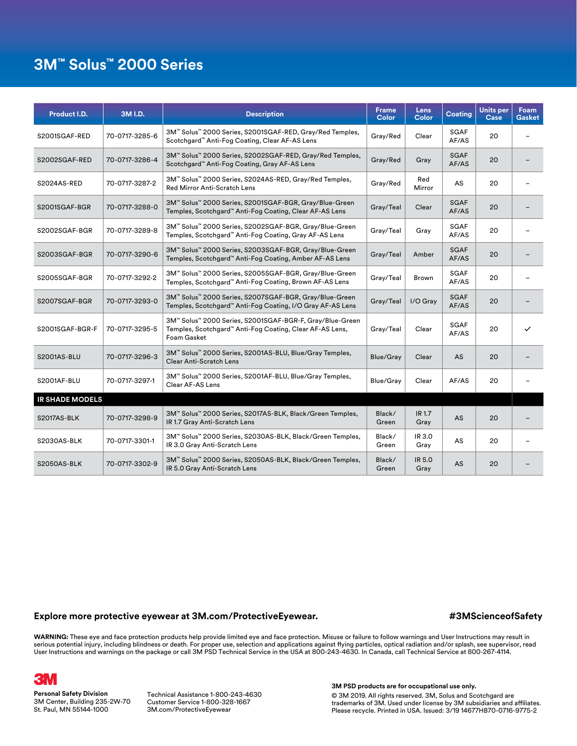# 3M™ Solus™ 2000 Series

| Product I.D. | 3M I.D. | Description | Frame Color | Lens Color | Coating | Units per Case | Foam Gasket |
|---|---|---|---|---|---|---|---|
| S2001SGAF-RED | 70-0717-3285-6 | 3M™ Solus™ 2000 Series, S2001SGAF-RED, Gray/Red Temples, Scotchgard™ Anti-Fog Coating, Clear AF-AS Lens | Gray/Red | Clear | SGAF AF/AS | 20 | – |
| S2002SGAF-RED | 70-0717-3286-4 | 3M™ Solus™ 2000 Series, S2002SGAF-RED, Gray/Red Temples, Scotchgard™ Anti-Fog Coating, Gray AF-AS Lens | Gray/Red | Gray | SGAF AF/AS | 20 | – |
| S2024AS-RED | 70-0717-3287-2 | 3M™ Solus™ 2000 Series, S2024AS-RED, Gray/Red Temples, Red Mirror Anti-Scratch Lens | Gray/Red | Red Mirror | AS | 20 | – |
| S2001SGAF-BGR | 70-0717-3288-0 | 3M™ Solus™ 2000 Series, S2001SGAF-BGR, Gray/Blue-Green Temples, Scotchgard™ Anti-Fog Coating, Clear AF-AS Lens | Gray/Teal | Clear | SGAF AF/AS | 20 | – |
| S2002SGAF-BGR | 70-0717-3289-8 | 3M™ Solus™ 2000 Series, S2002SGAF-BGR, Gray/Blue-Green Temples, Scotchgard™ Anti-Fog Coating, Gray AF-AS Lens | Gray/Teal | Gray | SGAF AF/AS | 20 | – |
| S2003SGAF-BGR | 70-0717-3290-6 | 3M™ Solus™ 2000 Series, S2003SGAF-BGR, Gray/Blue-Green Temples, Scotchgard™ Anti-Fog Coating, Amber AF-AS Lens | Gray/Teal | Amber | SGAF AF/AS | 20 | – |
| S2005SGAF-BGR | 70-0717-3292-2 | 3M™ Solus™ 2000 Series, S2005SGAF-BGR, Gray/Blue-Green Temples, Scotchgard™ Anti-Fog Coating, Brown AF-AS Lens | Gray/Teal | Brown | SGAF AF/AS | 20 | – |
| S2007SGAF-BGR | 70-0717-3293-0 | 3M™ Solus™ 2000 Series, S2007SGAF-BGR, Gray/Blue-Green Temples, Scotchgard™ Anti-Fog Coating, I/O Gray AF-AS Lens | Gray/Teal | I/O Gray | SGAF AF/AS | 20 | – |
| S2001SGAF-BGR-F | 70-0717-3295-5 | 3M™ Solus™ 2000 Series, S2001SGAF-BGR-F, Gray/Blue-Green Temples, Scotchgard™ Anti-Fog Coating, Clear AF-AS Lens, Foam Gasket | Gray/Teal | Clear | SGAF AF/AS | 20 | ✓ |
| S2001AS-BLU | 70-0717-3296-3 | 3M™ Solus™ 2000 Series, S2001AS-BLU, Blue/Gray Temples, Clear Anti-Scratch Lens | Blue/Gray | Clear | AS | 20 | – |
| S2001AF-BLU | 70-0717-3297-1 | 3M™ Solus™ 2000 Series, S2001AF-BLU, Blue/Gray Temples, Clear AF-AS Lens | Blue/Gray | Clear | AF/AS | 20 | – |
| **IR SHADE MODELS** | | | | | | | |
| S2017AS-BLK | 70-0717-3298-9 | 3M™ Solus™ 2000 Series, S2017AS-BLK, Black/Green Temples, IR 1.7 Gray Anti-Scratch Lens | Black/ Green | IR 1.7 Gray | AS | 20 | – |
| S2030AS-BLK | 70-0717-3301-1 | 3M™ Solus™ 2000 Series, S2030AS-BLK, Black/Green Temples, IR 3.0 Gray Anti-Scratch Lens | Black/ Green | IR 3.0 Gray | AS | 20 | – |
| S2050AS-BLK | 70-0717-3302-9 | 3M™ Solus™ 2000 Series, S2050AS-BLK, Black/Green Temples, IR 5.0 Gray Anti-Scratch Lens | Black/ Green | IR 5.0 Gray | AS | 20 | – |

**Explore more protective eyewear at 3M.com/ProtectiveEyewear.**

**#3MScienceofSafety**

**WARNING:** These eye and face protection products help provide limited eye and face protection. Misuse or failure to follow warnings and User Instructions may result in serious potential injury, including blindness or death. For proper use, selection and applications against flying particles, optical radiation and/or splash, see supervisor, read User Instructions and warnings on the package or call 3M PSD Technical Service in the USA at 800-243-4630. In Canada, call Technical Service at 800-267-4114.

3M

**Personal Safety Division**
3M Center, Building 235-2W-70
St. Paul, MN 55144-1000

Technical Assistance 1-800-243-4630
Customer Service 1-800-328-1667
3M.com/ProtectiveEyewear

**3M PSD products are for occupational use only.**
© 3M 2019. All rights reserved. 3M, Solus and Scotchgard are trademarks of 3M. Used under license by 3M subsidiaries and affiliates. Please recycle. Printed in USA. Issued: 3/19 14677HB70-0716-9775-2